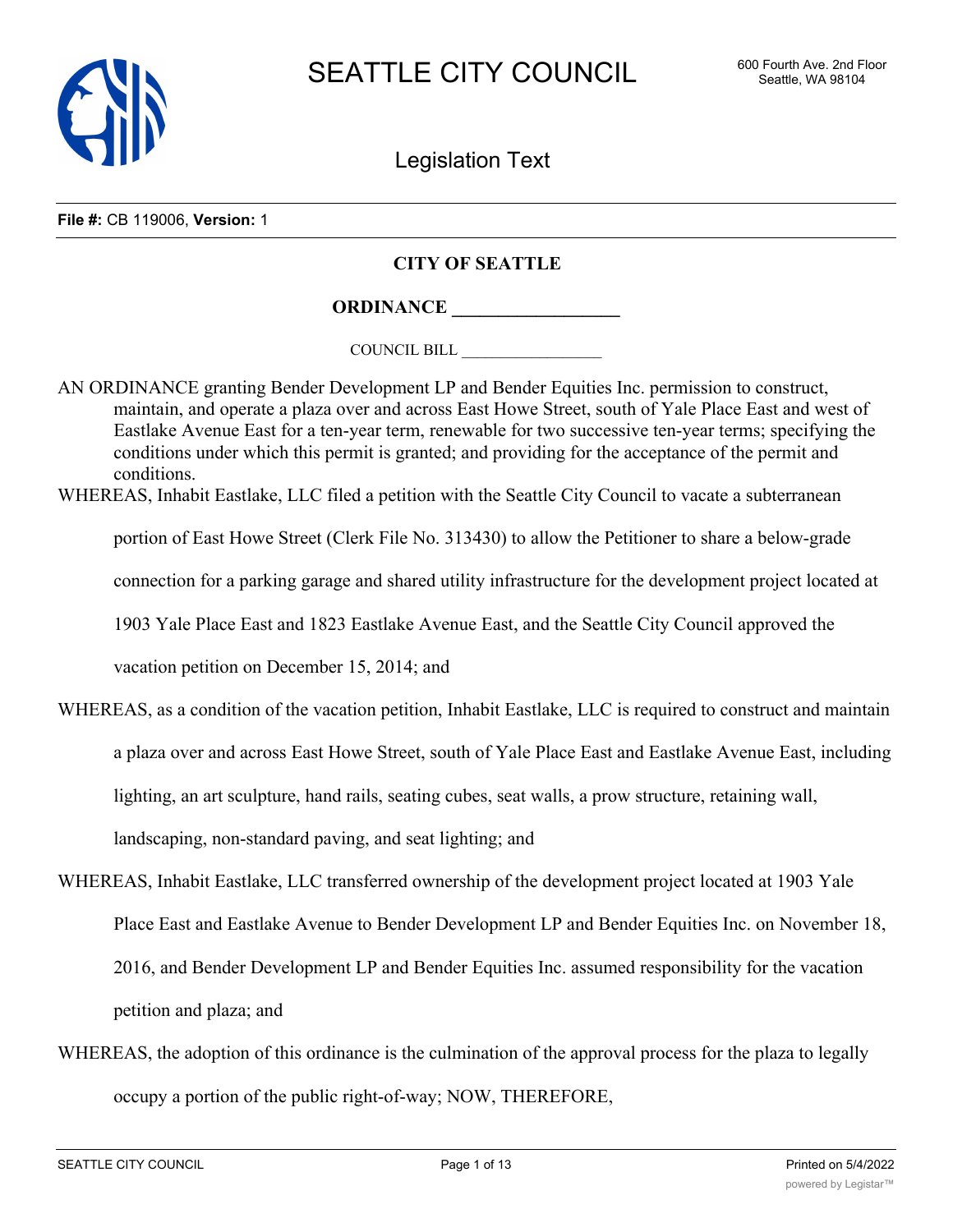SEATTLE CITY COUNCIL

600 Fourth Ave. 2nd Floor
Seattle, WA 98104

Legislation Text

**File #:** CB 119006, **Version:** 1

**CITY OF SEATTLE**

**ORDINANCE __________________**

COUNCIL BILL __________________

AN ORDINANCE granting Bender Development LP and Bender Equities Inc. permission to construct, maintain, and operate a plaza over and across East Howe Street, south of Yale Place East and west of Eastlake Avenue East for a ten-year term, renewable for two successive ten-year terms; specifying the conditions under which this permit is granted; and providing for the acceptance of the permit and conditions.

WHEREAS, Inhabit Eastlake, LLC filed a petition with the Seattle City Council to vacate a subterranean portion of East Howe Street (Clerk File No. 313430) to allow the Petitioner to share a below-grade connection for a parking garage and shared utility infrastructure for the development project located at 1903 Yale Place East and 1823 Eastlake Avenue East, and the Seattle City Council approved the vacation petition on December 15, 2014; and

WHEREAS, as a condition of the vacation petition, Inhabit Eastlake, LLC is required to construct and maintain a plaza over and across East Howe Street, south of Yale Place East and Eastlake Avenue East, including lighting, an art sculpture, hand rails, seating cubes, seat walls, a prow structure, retaining wall, landscaping, non-standard paving, and seat lighting; and

WHEREAS, Inhabit Eastlake, LLC transferred ownership of the development project located at 1903 Yale Place East and Eastlake Avenue to Bender Development LP and Bender Equities Inc. on November 18, 2016, and Bender Development LP and Bender Equities Inc. assumed responsibility for the vacation petition and plaza; and

WHEREAS, the adoption of this ordinance is the culmination of the approval process for the plaza to legally occupy a portion of the public right-of-way; NOW, THEREFORE,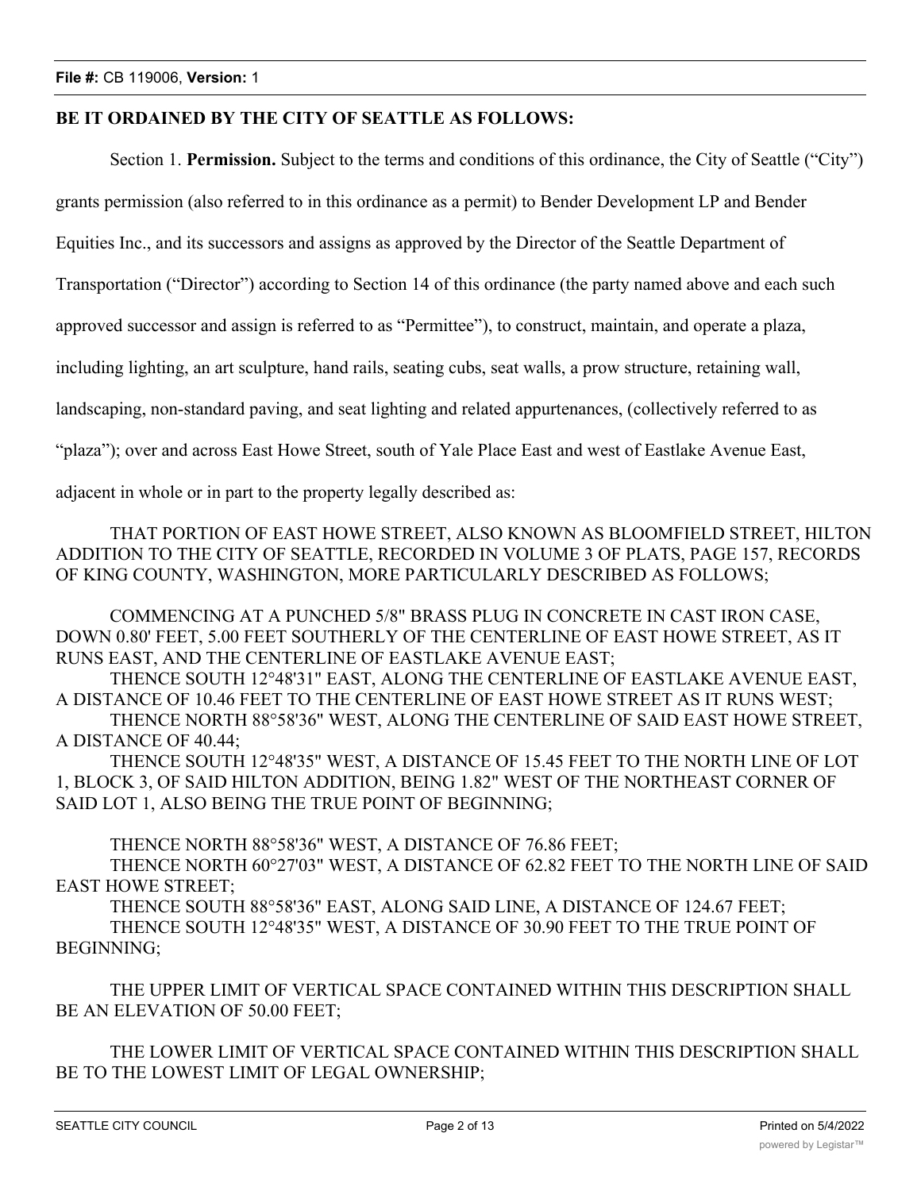**File #:** CB 119006, **Version:** 1

**BE IT ORDAINED BY THE CITY OF SEATTLE AS FOLLOWS:**

Section 1. **Permission.** Subject to the terms and conditions of this ordinance, the City of Seattle ("City") grants permission (also referred to in this ordinance as a permit) to Bender Development LP and Bender Equities Inc., and its successors and assigns as approved by the Director of the Seattle Department of Transportation ("Director") according to Section 14 of this ordinance (the party named above and each such approved successor and assign is referred to as "Permittee"), to construct, maintain, and operate a plaza, including lighting, an art sculpture, hand rails, seating cubs, seat walls, a prow structure, retaining wall, landscaping, non-standard paving, and seat lighting and related appurtenances, (collectively referred to as "plaza"); over and across East Howe Street, south of Yale Place East and west of Eastlake Avenue East, adjacent in whole or in part to the property legally described as:

THAT PORTION OF EAST HOWE STREET, ALSO KNOWN AS BLOOMFIELD STREET, HILTON ADDITION TO THE CITY OF SEATTLE, RECORDED IN VOLUME 3 OF PLATS, PAGE 157, RECORDS OF KING COUNTY, WASHINGTON, MORE PARTICULARLY DESCRIBED AS FOLLOWS;

COMMENCING AT A PUNCHED 5/8" BRASS PLUG IN CONCRETE IN CAST IRON CASE, DOWN 0.80' FEET, 5.00 FEET SOUTHERLY OF THE CENTERLINE OF EAST HOWE STREET, AS IT RUNS EAST, AND THE CENTERLINE OF EASTLAKE AVENUE EAST;

THENCE SOUTH 12°48'31" EAST, ALONG THE CENTERLINE OF EASTLAKE AVENUE EAST, A DISTANCE OF 10.46 FEET TO THE CENTERLINE OF EAST HOWE STREET AS IT RUNS WEST;

THENCE NORTH 88°58'36" WEST, ALONG THE CENTERLINE OF SAID EAST HOWE STREET, A DISTANCE OF 40.44;

THENCE SOUTH 12°48'35" WEST, A DISTANCE OF 15.45 FEET TO THE NORTH LINE OF LOT 1, BLOCK 3, OF SAID HILTON ADDITION, BEING 1.82" WEST OF THE NORTHEAST CORNER OF SAID LOT 1, ALSO BEING THE TRUE POINT OF BEGINNING;

THENCE NORTH 88°58'36" WEST, A DISTANCE OF 76.86 FEET;

THENCE NORTH 60°27'03" WEST, A DISTANCE OF 62.82 FEET TO THE NORTH LINE OF SAID EAST HOWE STREET;

THENCE SOUTH 88°58'36" EAST, ALONG SAID LINE, A DISTANCE OF 124.67 FEET;

THENCE SOUTH 12°48'35" WEST, A DISTANCE OF 30.90 FEET TO THE TRUE POINT OF BEGINNING;

THE UPPER LIMIT OF VERTICAL SPACE CONTAINED WITHIN THIS DESCRIPTION SHALL BE AN ELEVATION OF 50.00 FEET;

THE LOWER LIMIT OF VERTICAL SPACE CONTAINED WITHIN THIS DESCRIPTION SHALL BE TO THE LOWEST LIMIT OF LEGAL OWNERSHIP;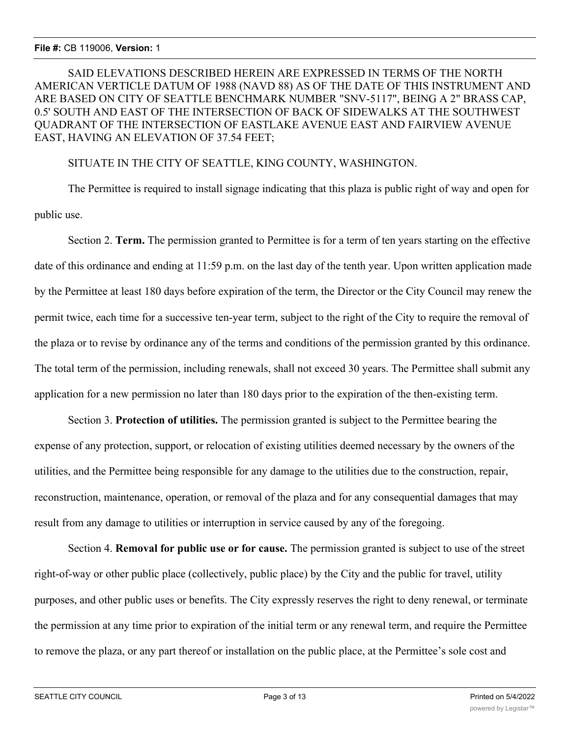SAID ELEVATIONS DESCRIBED HEREIN ARE EXPRESSED IN TERMS OF THE NORTH AMERICAN VERTICLE DATUM OF 1988 (NAVD 88) AS OF THE DATE OF THIS INSTRUMENT AND ARE BASED ON CITY OF SEATTLE BENCHMARK NUMBER "SNV-5117", BEING A 2" BRASS CAP, 0.5' SOUTH AND EAST OF THE INTERSECTION OF BACK OF SIDEWALKS AT THE SOUTHWEST QUADRANT OF THE INTERSECTION OF EASTLAKE AVENUE EAST AND FAIRVIEW AVENUE EAST, HAVING AN ELEVATION OF 37.54 FEET;

SITUATE IN THE CITY OF SEATTLE, KING COUNTY, WASHINGTON.

The Permittee is required to install signage indicating that this plaza is public right of way and open for public use.

Section 2. **Term.** The permission granted to Permittee is for a term of ten years starting on the effective date of this ordinance and ending at 11:59 p.m. on the last day of the tenth year. Upon written application made by the Permittee at least 180 days before expiration of the term, the Director or the City Council may renew the permit twice, each time for a successive ten-year term, subject to the right of the City to require the removal of the plaza or to revise by ordinance any of the terms and conditions of the permission granted by this ordinance. The total term of the permission, including renewals, shall not exceed 30 years. The Permittee shall submit any application for a new permission no later than 180 days prior to the expiration of the then-existing term.

Section 3. **Protection of utilities.** The permission granted is subject to the Permittee bearing the expense of any protection, support, or relocation of existing utilities deemed necessary by the owners of the utilities, and the Permittee being responsible for any damage to the utilities due to the construction, repair, reconstruction, maintenance, operation, or removal of the plaza and for any consequential damages that may result from any damage to utilities or interruption in service caused by any of the foregoing.

Section 4. **Removal for public use or for cause.** The permission granted is subject to use of the street right-of-way or other public place (collectively, public place) by the City and the public for travel, utility purposes, and other public uses or benefits. The City expressly reserves the right to deny renewal, or terminate the permission at any time prior to expiration of the initial term or any renewal term, and require the Permittee to remove the plaza, or any part thereof or installation on the public place, at the Permittee's sole cost and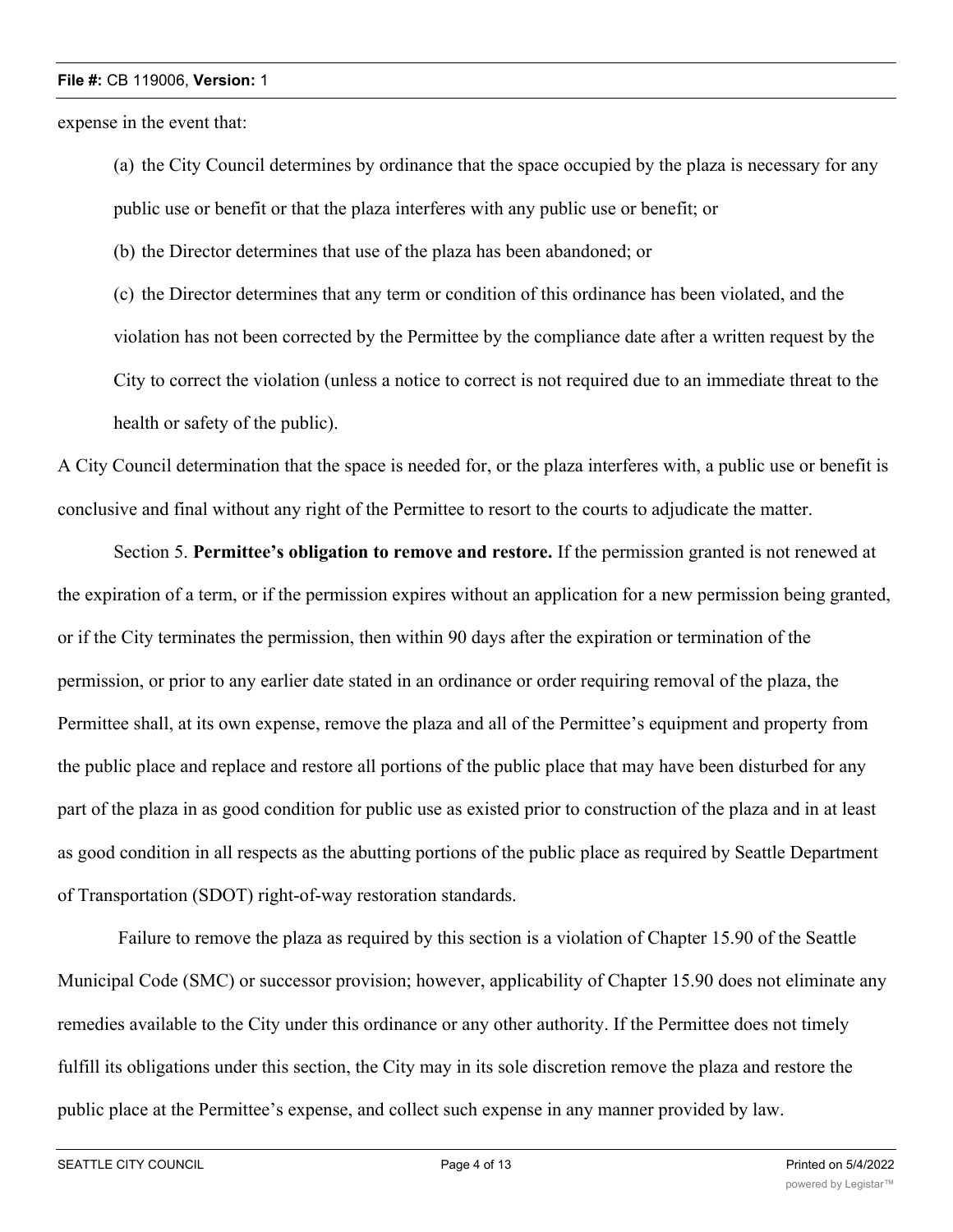expense in the event that:

(a) the City Council determines by ordinance that the space occupied by the plaza is necessary for any public use or benefit or that the plaza interferes with any public use or benefit; or

(b) the Director determines that use of the plaza has been abandoned; or

(c) the Director determines that any term or condition of this ordinance has been violated, and the violation has not been corrected by the Permittee by the compliance date after a written request by the City to correct the violation (unless a notice to correct is not required due to an immediate threat to the health or safety of the public).

A City Council determination that the space is needed for, or the plaza interferes with, a public use or benefit is conclusive and final without any right of the Permittee to resort to the courts to adjudicate the matter.

Section 5. **Permittee's obligation to remove and restore.** If the permission granted is not renewed at the expiration of a term, or if the permission expires without an application for a new permission being granted, or if the City terminates the permission, then within 90 days after the expiration or termination of the permission, or prior to any earlier date stated in an ordinance or order requiring removal of the plaza, the Permittee shall, at its own expense, remove the plaza and all of the Permittee's equipment and property from the public place and replace and restore all portions of the public place that may have been disturbed for any part of the plaza in as good condition for public use as existed prior to construction of the plaza and in at least as good condition in all respects as the abutting portions of the public place as required by Seattle Department of Transportation (SDOT) right-of-way restoration standards.

Failure to remove the plaza as required by this section is a violation of Chapter 15.90 of the Seattle Municipal Code (SMC) or successor provision; however, applicability of Chapter 15.90 does not eliminate any remedies available to the City under this ordinance or any other authority. If the Permittee does not timely fulfill its obligations under this section, the City may in its sole discretion remove the plaza and restore the public place at the Permittee's expense, and collect such expense in any manner provided by law.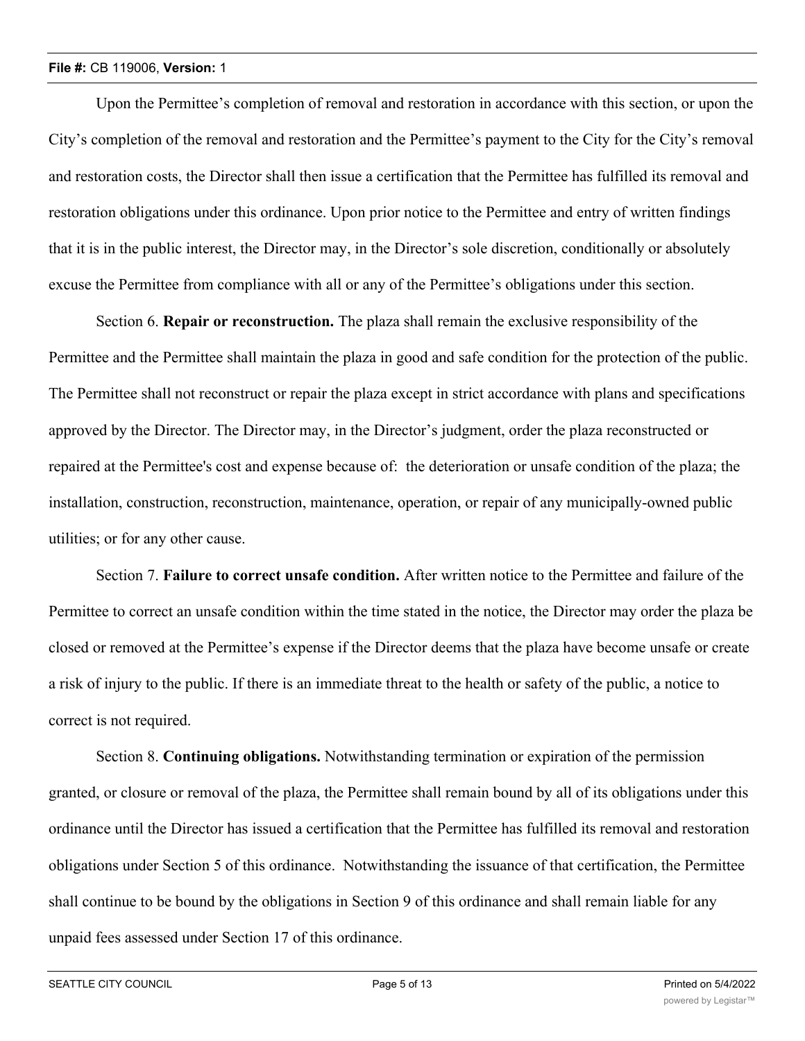Upon the Permittee's completion of removal and restoration in accordance with this section, or upon the City's completion of the removal and restoration and the Permittee's payment to the City for the City's removal and restoration costs, the Director shall then issue a certification that the Permittee has fulfilled its removal and restoration obligations under this ordinance. Upon prior notice to the Permittee and entry of written findings that it is in the public interest, the Director may, in the Director's sole discretion, conditionally or absolutely excuse the Permittee from compliance with all or any of the Permittee's obligations under this section.

Section 6. **Repair or reconstruction.** The plaza shall remain the exclusive responsibility of the Permittee and the Permittee shall maintain the plaza in good and safe condition for the protection of the public. The Permittee shall not reconstruct or repair the plaza except in strict accordance with plans and specifications approved by the Director. The Director may, in the Director's judgment, order the plaza reconstructed or repaired at the Permittee's cost and expense because of: the deterioration or unsafe condition of the plaza; the installation, construction, reconstruction, maintenance, operation, or repair of any municipally-owned public utilities; or for any other cause.

Section 7. **Failure to correct unsafe condition.** After written notice to the Permittee and failure of the Permittee to correct an unsafe condition within the time stated in the notice, the Director may order the plaza be closed or removed at the Permittee's expense if the Director deems that the plaza have become unsafe or create a risk of injury to the public. If there is an immediate threat to the health or safety of the public, a notice to correct is not required.

Section 8. **Continuing obligations.** Notwithstanding termination or expiration of the permission granted, or closure or removal of the plaza, the Permittee shall remain bound by all of its obligations under this ordinance until the Director has issued a certification that the Permittee has fulfilled its removal and restoration obligations under Section 5 of this ordinance. Notwithstanding the issuance of that certification, the Permittee shall continue to be bound by the obligations in Section 9 of this ordinance and shall remain liable for any unpaid fees assessed under Section 17 of this ordinance.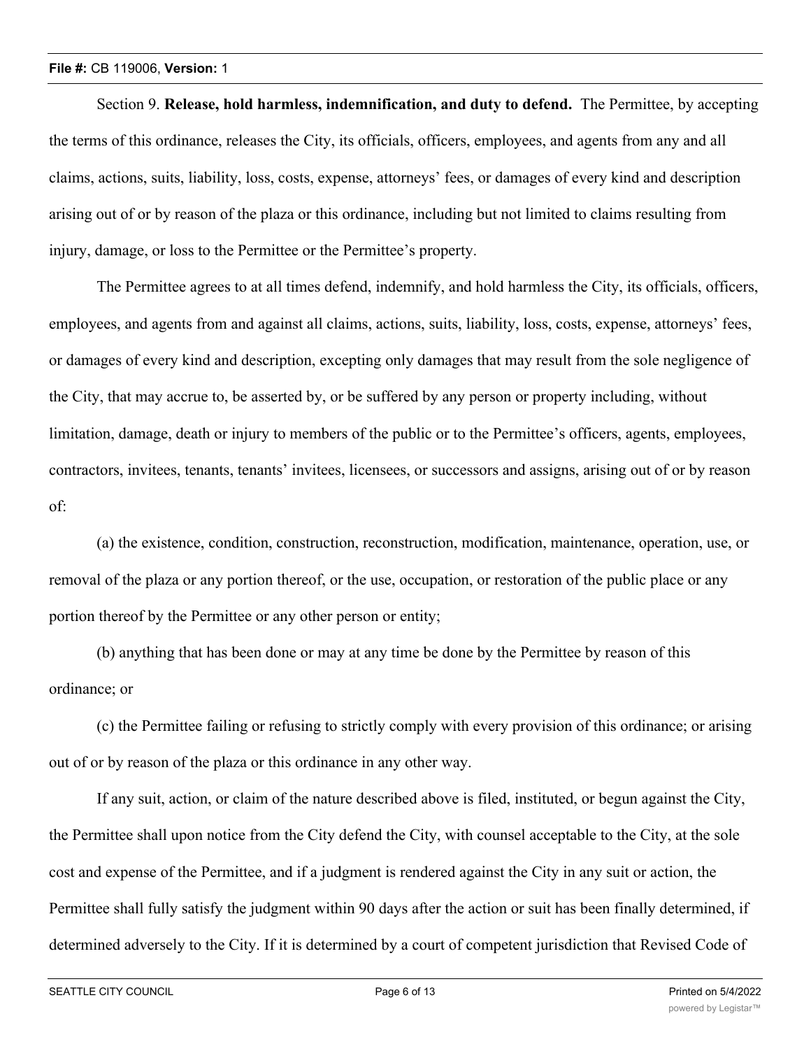Section 9. **Release, hold harmless, indemnification, and duty to defend.** The Permittee, by accepting the terms of this ordinance, releases the City, its officials, officers, employees, and agents from any and all claims, actions, suits, liability, loss, costs, expense, attorneys' fees, or damages of every kind and description arising out of or by reason of the plaza or this ordinance, including but not limited to claims resulting from injury, damage, or loss to the Permittee or the Permittee's property.

The Permittee agrees to at all times defend, indemnify, and hold harmless the City, its officials, officers, employees, and agents from and against all claims, actions, suits, liability, loss, costs, expense, attorneys' fees, or damages of every kind and description, excepting only damages that may result from the sole negligence of the City, that may accrue to, be asserted by, or be suffered by any person or property including, without limitation, damage, death or injury to members of the public or to the Permittee's officers, agents, employees, contractors, invitees, tenants, tenants' invitees, licensees, or successors and assigns, arising out of or by reason of:

(a) the existence, condition, construction, reconstruction, modification, maintenance, operation, use, or removal of the plaza or any portion thereof, or the use, occupation, or restoration of the public place or any portion thereof by the Permittee or any other person or entity;

(b) anything that has been done or may at any time be done by the Permittee by reason of this ordinance; or

(c) the Permittee failing or refusing to strictly comply with every provision of this ordinance; or arising out of or by reason of the plaza or this ordinance in any other way.

If any suit, action, or claim of the nature described above is filed, instituted, or begun against the City, the Permittee shall upon notice from the City defend the City, with counsel acceptable to the City, at the sole cost and expense of the Permittee, and if a judgment is rendered against the City in any suit or action, the Permittee shall fully satisfy the judgment within 90 days after the action or suit has been finally determined, if determined adversely to the City. If it is determined by a court of competent jurisdiction that Revised Code of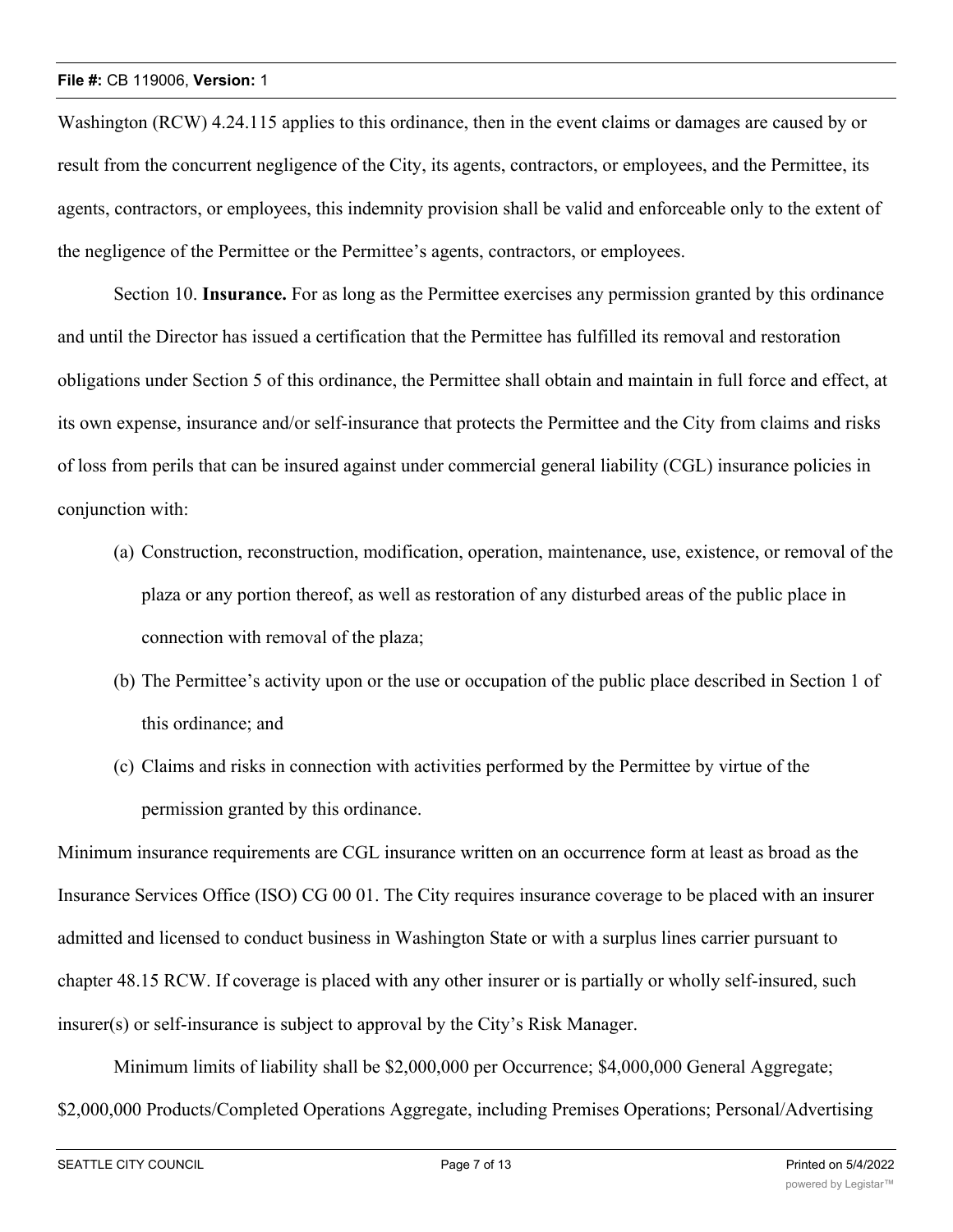Washington (RCW) 4.24.115 applies to this ordinance, then in the event claims or damages are caused by or result from the concurrent negligence of the City, its agents, contractors, or employees, and the Permittee, its agents, contractors, or employees, this indemnity provision shall be valid and enforceable only to the extent of the negligence of the Permittee or the Permittee's agents, contractors, or employees.

Section 10. **Insurance.** For as long as the Permittee exercises any permission granted by this ordinance and until the Director has issued a certification that the Permittee has fulfilled its removal and restoration obligations under Section 5 of this ordinance, the Permittee shall obtain and maintain in full force and effect, at its own expense, insurance and/or self-insurance that protects the Permittee and the City from claims and risks of loss from perils that can be insured against under commercial general liability (CGL) insurance policies in conjunction with:

(a) Construction, reconstruction, modification, operation, maintenance, use, existence, or removal of the plaza or any portion thereof, as well as restoration of any disturbed areas of the public place in connection with removal of the plaza;

(b) The Permittee's activity upon or the use or occupation of the public place described in Section 1 of this ordinance; and

(c) Claims and risks in connection with activities performed by the Permittee by virtue of the permission granted by this ordinance.

Minimum insurance requirements are CGL insurance written on an occurrence form at least as broad as the Insurance Services Office (ISO) CG 00 01. The City requires insurance coverage to be placed with an insurer admitted and licensed to conduct business in Washington State or with a surplus lines carrier pursuant to chapter 48.15 RCW. If coverage is placed with any other insurer or is partially or wholly self-insured, such insurer(s) or self-insurance is subject to approval by the City's Risk Manager.

Minimum limits of liability shall be $2,000,000 per Occurrence; $4,000,000 General Aggregate; $2,000,000 Products/Completed Operations Aggregate, including Premises Operations; Personal/Advertising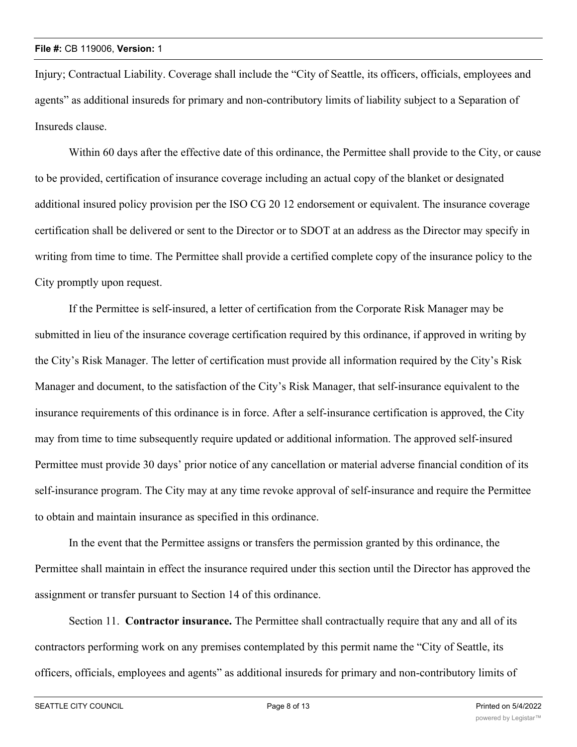Injury; Contractual Liability. Coverage shall include the "City of Seattle, its officers, officials, employees and agents" as additional insureds for primary and non-contributory limits of liability subject to a Separation of Insureds clause.

Within 60 days after the effective date of this ordinance, the Permittee shall provide to the City, or cause to be provided, certification of insurance coverage including an actual copy of the blanket or designated additional insured policy provision per the ISO CG 20 12 endorsement or equivalent. The insurance coverage certification shall be delivered or sent to the Director or to SDOT at an address as the Director may specify in writing from time to time. The Permittee shall provide a certified complete copy of the insurance policy to the City promptly upon request.

If the Permittee is self-insured, a letter of certification from the Corporate Risk Manager may be submitted in lieu of the insurance coverage certification required by this ordinance, if approved in writing by the City's Risk Manager. The letter of certification must provide all information required by the City's Risk Manager and document, to the satisfaction of the City's Risk Manager, that self-insurance equivalent to the insurance requirements of this ordinance is in force. After a self-insurance certification is approved, the City may from time to time subsequently require updated or additional information. The approved self-insured Permittee must provide 30 days' prior notice of any cancellation or material adverse financial condition of its self-insurance program. The City may at any time revoke approval of self-insurance and require the Permittee to obtain and maintain insurance as specified in this ordinance.

In the event that the Permittee assigns or transfers the permission granted by this ordinance, the Permittee shall maintain in effect the insurance required under this section until the Director has approved the assignment or transfer pursuant to Section 14 of this ordinance.

Section 11. **Contractor insurance.** The Permittee shall contractually require that any and all of its contractors performing work on any premises contemplated by this permit name the "City of Seattle, its officers, officials, employees and agents" as additional insureds for primary and non-contributory limits of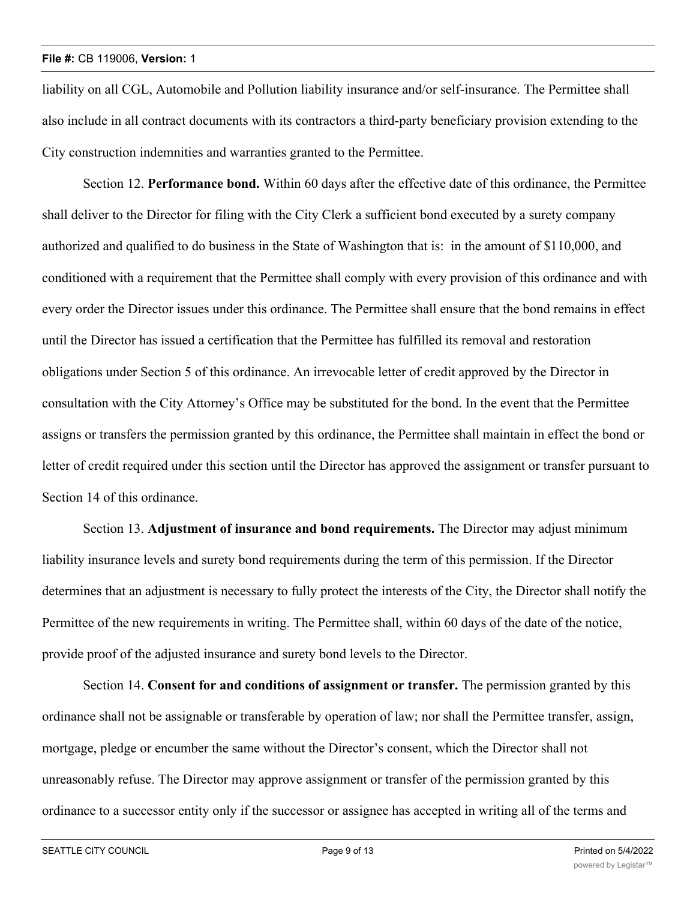liability on all CGL, Automobile and Pollution liability insurance and/or self-insurance. The Permittee shall also include in all contract documents with its contractors a third-party beneficiary provision extending to the City construction indemnities and warranties granted to the Permittee.

Section 12. **Performance bond.** Within 60 days after the effective date of this ordinance, the Permittee shall deliver to the Director for filing with the City Clerk a sufficient bond executed by a surety company authorized and qualified to do business in the State of Washington that is: in the amount of $110,000, and conditioned with a requirement that the Permittee shall comply with every provision of this ordinance and with every order the Director issues under this ordinance. The Permittee shall ensure that the bond remains in effect until the Director has issued a certification that the Permittee has fulfilled its removal and restoration obligations under Section 5 of this ordinance. An irrevocable letter of credit approved by the Director in consultation with the City Attorney's Office may be substituted for the bond. In the event that the Permittee assigns or transfers the permission granted by this ordinance, the Permittee shall maintain in effect the bond or letter of credit required under this section until the Director has approved the assignment or transfer pursuant to Section 14 of this ordinance.

Section 13. **Adjustment of insurance and bond requirements.** The Director may adjust minimum liability insurance levels and surety bond requirements during the term of this permission. If the Director determines that an adjustment is necessary to fully protect the interests of the City, the Director shall notify the Permittee of the new requirements in writing. The Permittee shall, within 60 days of the date of the notice, provide proof of the adjusted insurance and surety bond levels to the Director.

Section 14. **Consent for and conditions of assignment or transfer.** The permission granted by this ordinance shall not be assignable or transferable by operation of law; nor shall the Permittee transfer, assign, mortgage, pledge or encumber the same without the Director's consent, which the Director shall not unreasonably refuse. The Director may approve assignment or transfer of the permission granted by this ordinance to a successor entity only if the successor or assignee has accepted in writing all of the terms and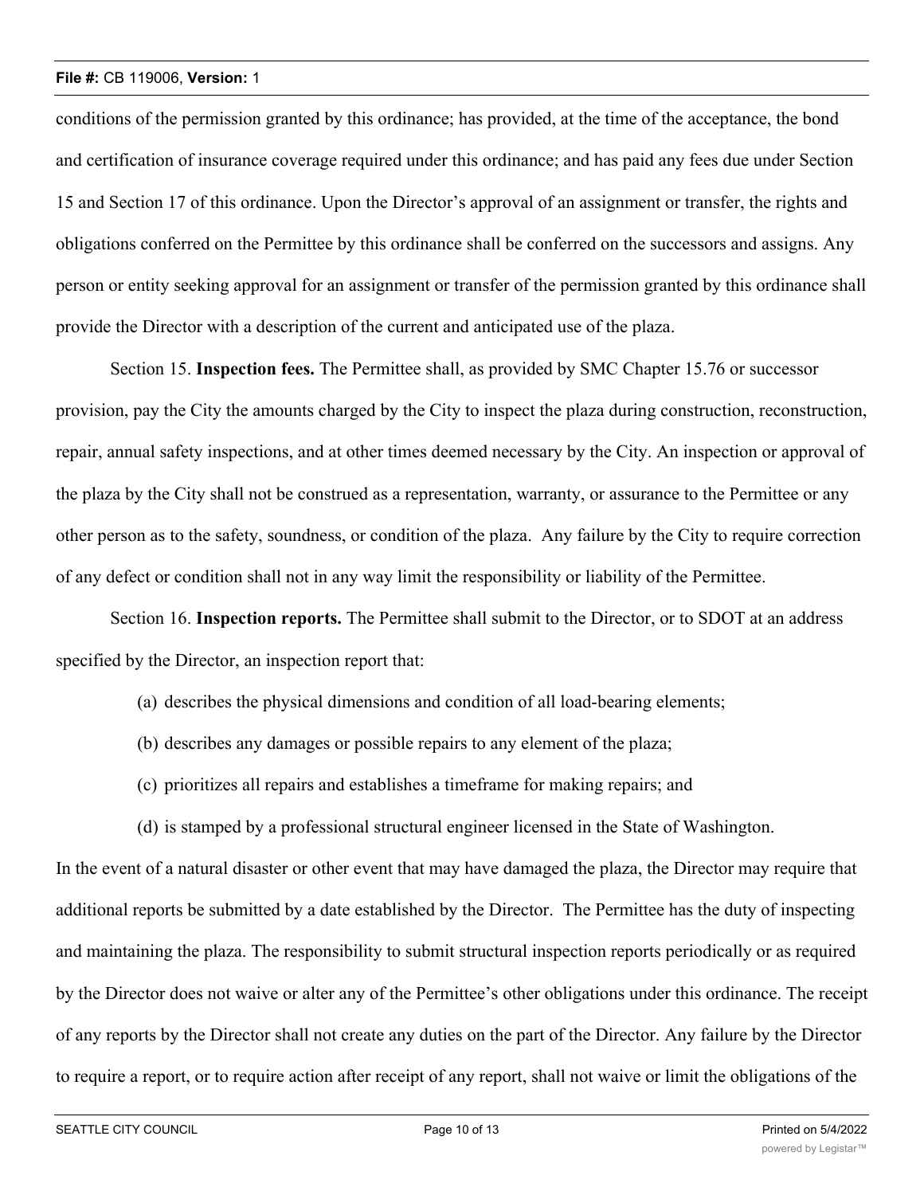conditions of the permission granted by this ordinance; has provided, at the time of the acceptance, the bond and certification of insurance coverage required under this ordinance; and has paid any fees due under Section 15 and Section 17 of this ordinance. Upon the Director's approval of an assignment or transfer, the rights and obligations conferred on the Permittee by this ordinance shall be conferred on the successors and assigns. Any person or entity seeking approval for an assignment or transfer of the permission granted by this ordinance shall provide the Director with a description of the current and anticipated use of the plaza.

Section 15. **Inspection fees.** The Permittee shall, as provided by SMC Chapter 15.76 or successor provision, pay the City the amounts charged by the City to inspect the plaza during construction, reconstruction, repair, annual safety inspections, and at other times deemed necessary by the City. An inspection or approval of the plaza by the City shall not be construed as a representation, warranty, or assurance to the Permittee or any other person as to the safety, soundness, or condition of the plaza. Any failure by the City to require correction of any defect or condition shall not in any way limit the responsibility or liability of the Permittee.

Section 16. **Inspection reports.** The Permittee shall submit to the Director, or to SDOT at an address specified by the Director, an inspection report that:

(a) describes the physical dimensions and condition of all load-bearing elements;

(b) describes any damages or possible repairs to any element of the plaza;

(c) prioritizes all repairs and establishes a timeframe for making repairs; and

(d) is stamped by a professional structural engineer licensed in the State of Washington.

In the event of a natural disaster or other event that may have damaged the plaza, the Director may require that additional reports be submitted by a date established by the Director. The Permittee has the duty of inspecting and maintaining the plaza. The responsibility to submit structural inspection reports periodically or as required by the Director does not waive or alter any of the Permittee's other obligations under this ordinance. The receipt of any reports by the Director shall not create any duties on the part of the Director. Any failure by the Director to require a report, or to require action after receipt of any report, shall not waive or limit the obligations of the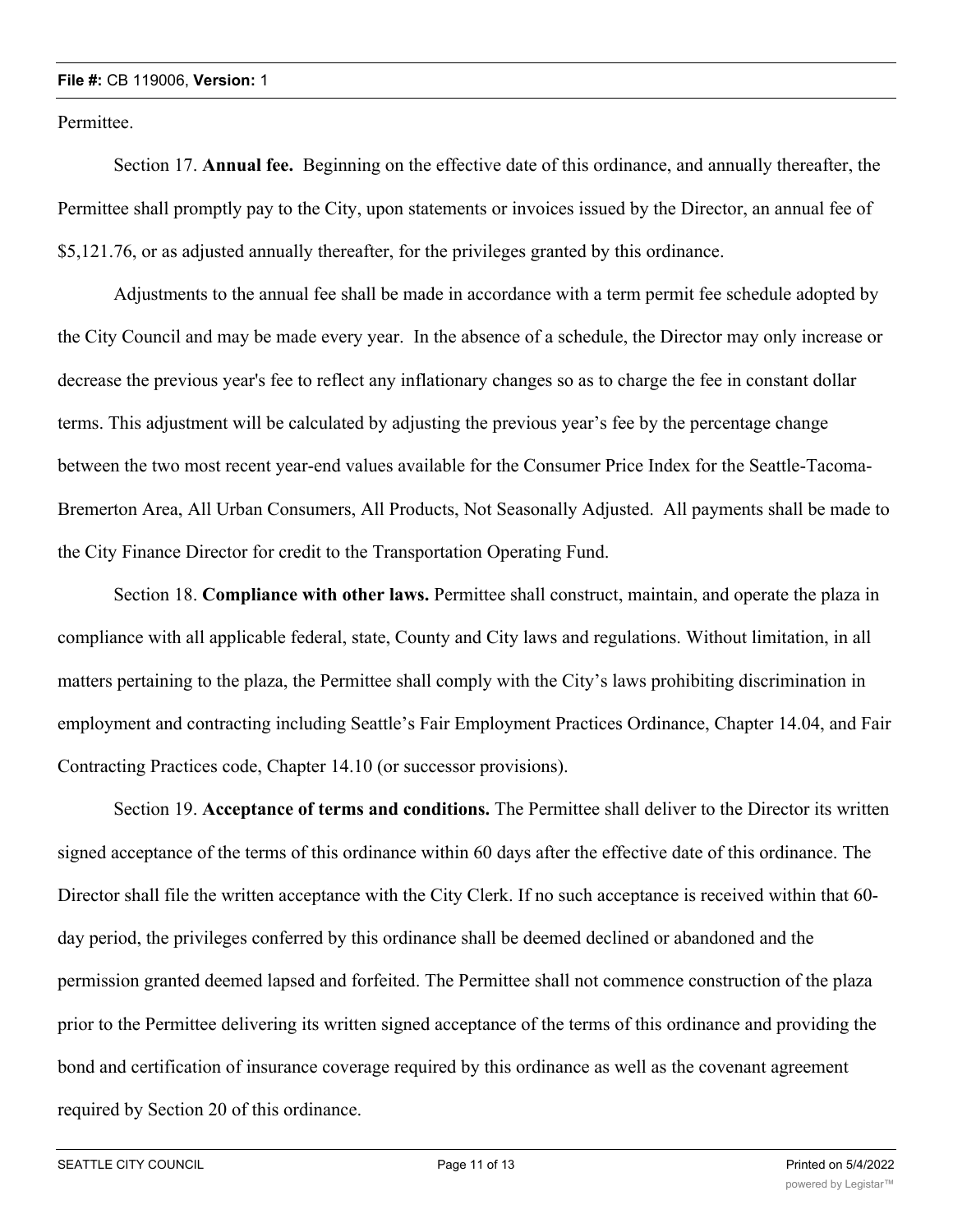Permittee.

Section 17. **Annual fee.** Beginning on the effective date of this ordinance, and annually thereafter, the Permittee shall promptly pay to the City, upon statements or invoices issued by the Director, an annual fee of $5,121.76, or as adjusted annually thereafter, for the privileges granted by this ordinance.

Adjustments to the annual fee shall be made in accordance with a term permit fee schedule adopted by the City Council and may be made every year. In the absence of a schedule, the Director may only increase or decrease the previous year's fee to reflect any inflationary changes so as to charge the fee in constant dollar terms. This adjustment will be calculated by adjusting the previous year's fee by the percentage change between the two most recent year-end values available for the Consumer Price Index for the Seattle-Tacoma-Bremerton Area, All Urban Consumers, All Products, Not Seasonally Adjusted. All payments shall be made to the City Finance Director for credit to the Transportation Operating Fund.

Section 18. **Compliance with other laws.** Permittee shall construct, maintain, and operate the plaza in compliance with all applicable federal, state, County and City laws and regulations. Without limitation, in all matters pertaining to the plaza, the Permittee shall comply with the City's laws prohibiting discrimination in employment and contracting including Seattle's Fair Employment Practices Ordinance, Chapter 14.04, and Fair Contracting Practices code, Chapter 14.10 (or successor provisions).

Section 19. **Acceptance of terms and conditions.** The Permittee shall deliver to the Director its written signed acceptance of the terms of this ordinance within 60 days after the effective date of this ordinance. The Director shall file the written acceptance with the City Clerk. If no such acceptance is received within that 60-day period, the privileges conferred by this ordinance shall be deemed declined or abandoned and the permission granted deemed lapsed and forfeited. The Permittee shall not commence construction of the plaza prior to the Permittee delivering its written signed acceptance of the terms of this ordinance and providing the bond and certification of insurance coverage required by this ordinance as well as the covenant agreement required by Section 20 of this ordinance.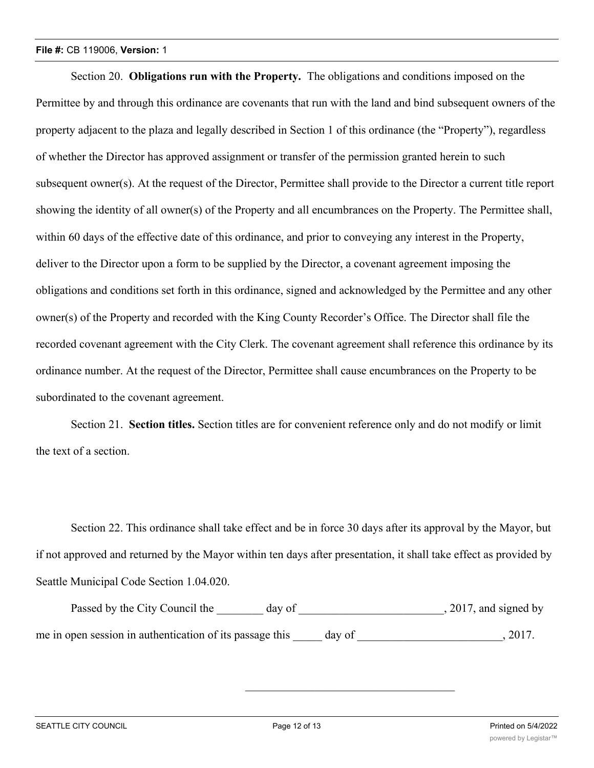Section 20. **Obligations run with the Property.** The obligations and conditions imposed on the Permittee by and through this ordinance are covenants that run with the land and bind subsequent owners of the property adjacent to the plaza and legally described in Section 1 of this ordinance (the "Property"), regardless of whether the Director has approved assignment or transfer of the permission granted herein to such subsequent owner(s). At the request of the Director, Permittee shall provide to the Director a current title report showing the identity of all owner(s) of the Property and all encumbrances on the Property. The Permittee shall, within 60 days of the effective date of this ordinance, and prior to conveying any interest in the Property, deliver to the Director upon a form to be supplied by the Director, a covenant agreement imposing the obligations and conditions set forth in this ordinance, signed and acknowledged by the Permittee and any other owner(s) of the Property and recorded with the King County Recorder's Office. The Director shall file the recorded covenant agreement with the City Clerk. The covenant agreement shall reference this ordinance by its ordinance number. At the request of the Director, Permittee shall cause encumbrances on the Property to be subordinated to the covenant agreement.

Section 21. **Section titles.** Section titles are for convenient reference only and do not modify or limit the text of a section.

Section 22. This ordinance shall take effect and be in force 30 days after its approval by the Mayor, but if not approved and returned by the Mayor within ten days after presentation, it shall take effect as provided by Seattle Municipal Code Section 1.04.020.

Passed by the City Council the ________ day of _________________________, 2017, and signed by me in open session in authentication of its passage this _____ day of _________________________, 2017.

_____________________________________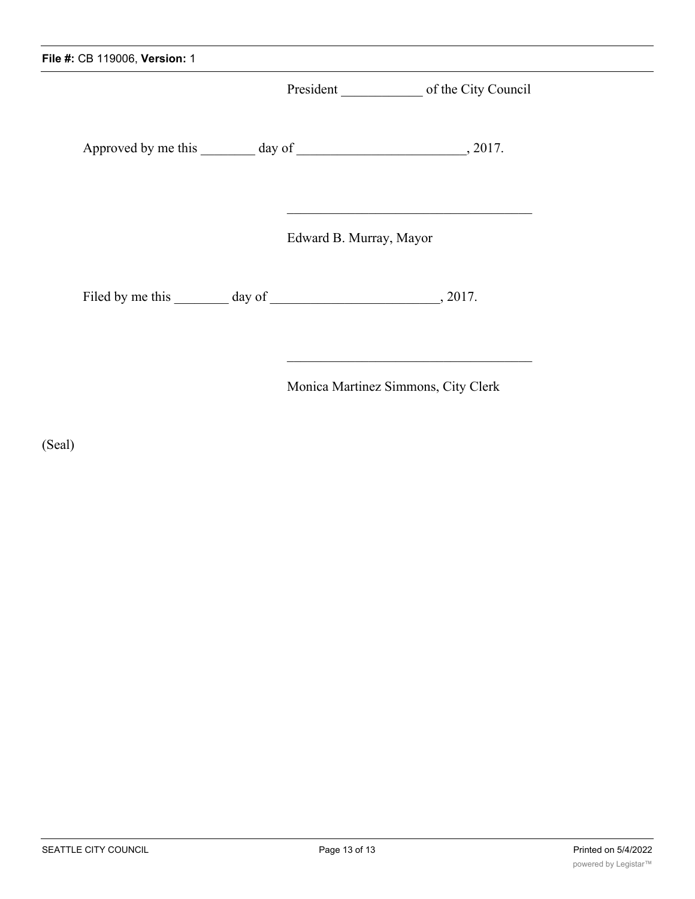President ____________ of the City Council

Approved by me this ________ day of _________________________, 2017.

_____________________________________

Edward B. Murray, Mayor

Filed by me this ________ day of _________________________, 2017.

_____________________________________

Monica Martinez Simmons, City Clerk

(Seal)